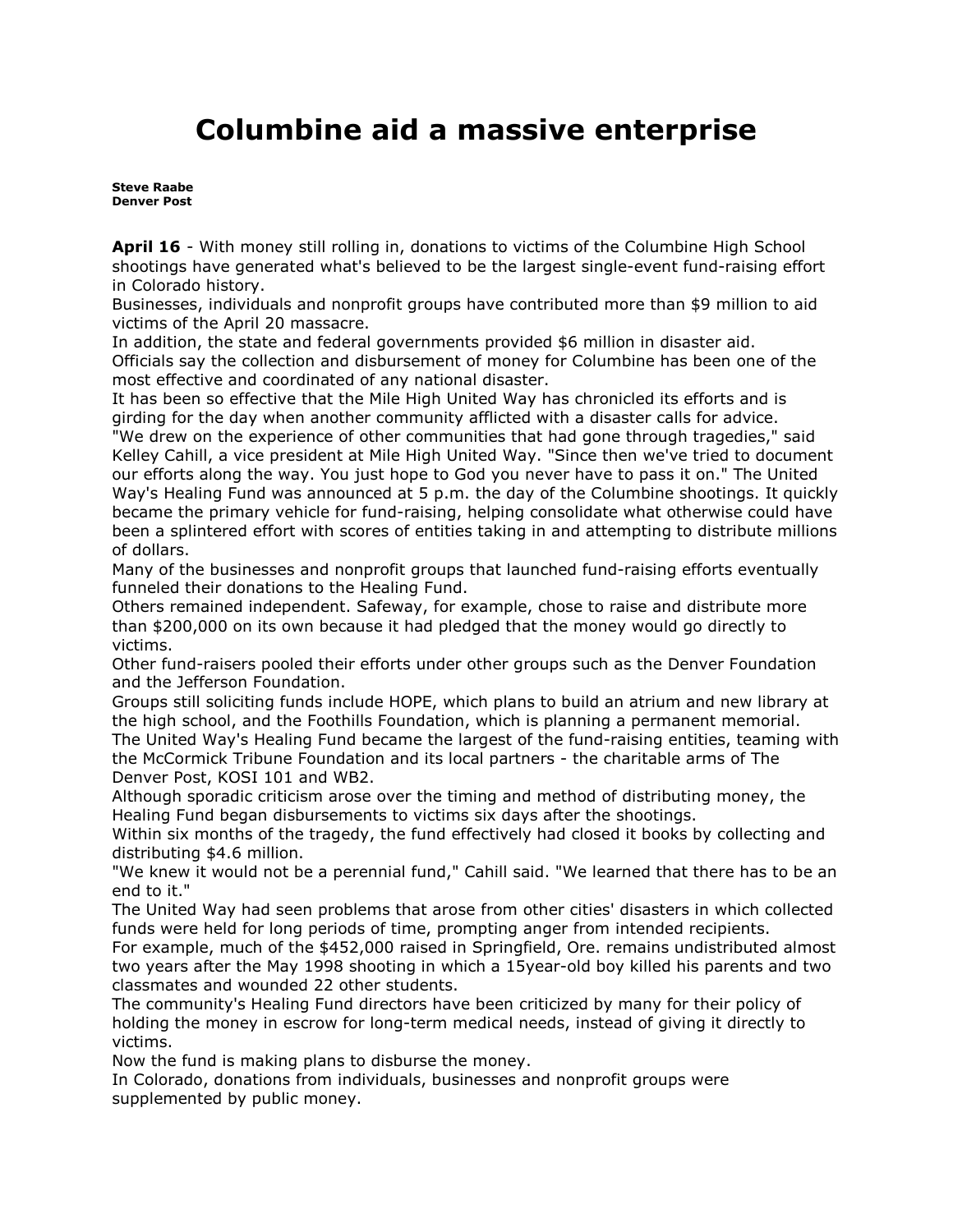# Columbine aid a massive enterprise

**Steve Raabe**
**Denver Post**

**April 16** - With money still rolling in, donations to victims of the Columbine High School shootings have generated what's believed to be the largest single-event fund-raising effort in Colorado history.

Businesses, individuals and nonprofit groups have contributed more than $9 million to aid victims of the April 20 massacre.

In addition, the state and federal governments provided $6 million in disaster aid.

Officials say the collection and disbursement of money for Columbine has been one of the most effective and coordinated of any national disaster.

It has been so effective that the Mile High United Way has chronicled its efforts and is girding for the day when another community afflicted with a disaster calls for advice.

"We drew on the experience of other communities that had gone through tragedies," said Kelley Cahill, a vice president at Mile High United Way. "Since then we've tried to document our efforts along the way. You just hope to God you never have to pass it on." The United Way's Healing Fund was announced at 5 p.m. the day of the Columbine shootings. It quickly became the primary vehicle for fund-raising, helping consolidate what otherwise could have been a splintered effort with scores of entities taking in and attempting to distribute millions of dollars.

Many of the businesses and nonprofit groups that launched fund-raising efforts eventually funneled their donations to the Healing Fund.

Others remained independent. Safeway, for example, chose to raise and distribute more than $200,000 on its own because it had pledged that the money would go directly to victims.

Other fund-raisers pooled their efforts under other groups such as the Denver Foundation and the Jefferson Foundation.

Groups still soliciting funds include HOPE, which plans to build an atrium and new library at the high school, and the Foothills Foundation, which is planning a permanent memorial.

The United Way's Healing Fund became the largest of the fund-raising entities, teaming with the McCormick Tribune Foundation and its local partners - the charitable arms of The Denver Post, KOSI 101 and WB2.

Although sporadic criticism arose over the timing and method of distributing money, the Healing Fund began disbursements to victims six days after the shootings.

Within six months of the tragedy, the fund effectively had closed it books by collecting and distributing $4.6 million.

"We knew it would not be a perennial fund," Cahill said. "We learned that there has to be an end to it."

The United Way had seen problems that arose from other cities' disasters in which collected funds were held for long periods of time, prompting anger from intended recipients.

For example, much of the $452,000 raised in Springfield, Ore. remains undistributed almost two years after the May 1998 shooting in which a 15year-old boy killed his parents and two classmates and wounded 22 other students.

The community's Healing Fund directors have been criticized by many for their policy of holding the money in escrow for long-term medical needs, instead of giving it directly to victims.

Now the fund is making plans to disburse the money.

In Colorado, donations from individuals, businesses and nonprofit groups were supplemented by public money.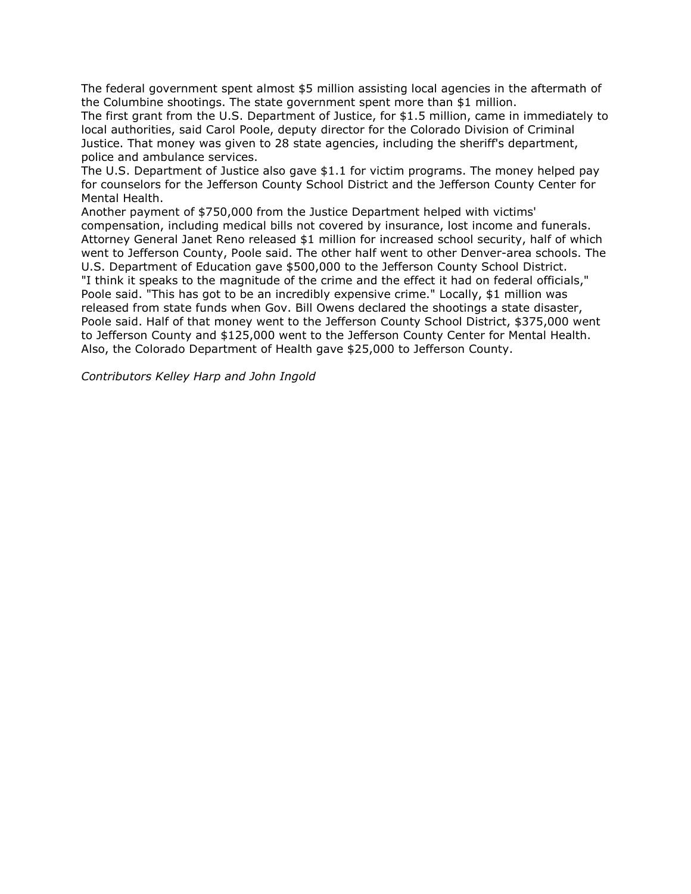The federal government spent almost $5 million assisting local agencies in the aftermath of the Columbine shootings. The state government spent more than $1 million.

The first grant from the U.S. Department of Justice, for $1.5 million, came in immediately to local authorities, said Carol Poole, deputy director for the Colorado Division of Criminal Justice. That money was given to 28 state agencies, including the sheriff's department, police and ambulance services.

The U.S. Department of Justice also gave $1.1 for victim programs. The money helped pay for counselors for the Jefferson County School District and the Jefferson County Center for Mental Health.

Another payment of $750,000 from the Justice Department helped with victims' compensation, including medical bills not covered by insurance, lost income and funerals.

Attorney General Janet Reno released $1 million for increased school security, half of which went to Jefferson County, Poole said. The other half went to other Denver-area schools. The U.S. Department of Education gave $500,000 to the Jefferson County School District.

"I think it speaks to the magnitude of the crime and the effect it had on federal officials," Poole said. "This has got to be an incredibly expensive crime." Locally, $1 million was released from state funds when Gov. Bill Owens declared the shootings a state disaster, Poole said. Half of that money went to the Jefferson County School District, $375,000 went to Jefferson County and $125,000 went to the Jefferson County Center for Mental Health. Also, the Colorado Department of Health gave $25,000 to Jefferson County.

*Contributors Kelley Harp and John Ingold*